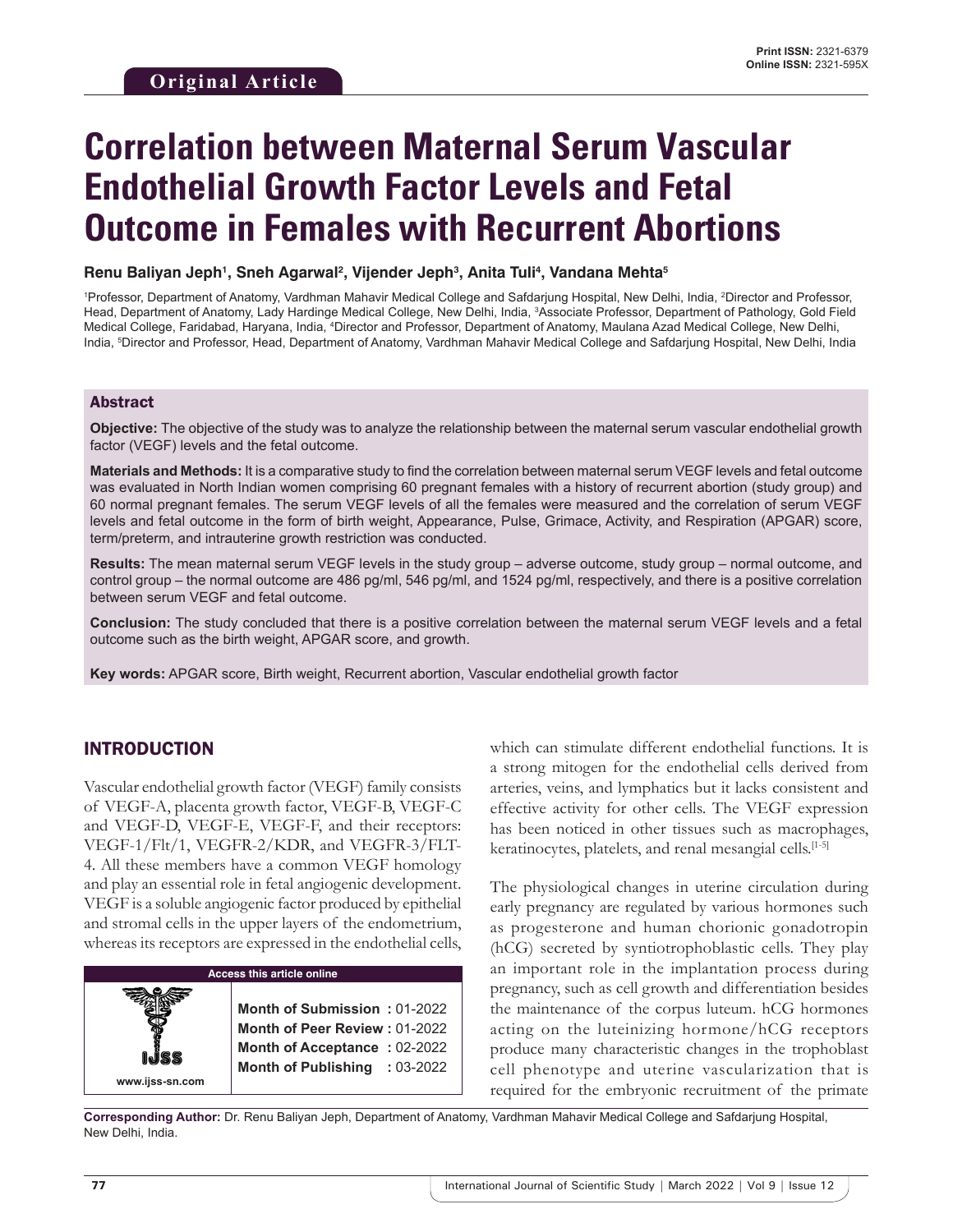Original Article

# Correlation between Maternal Serum Vascular Endothelial Growth Factor Levels and Fetal Outcome in Females with Recurrent Abortions

**Renu Baliyan Jeph[1], Sneh Agarwal[2], Vijender Jeph[3], Anita Tuli[4], Vandana Mehta[5]**

[1]Professor, Department of Anatomy, Vardhman Mahavir Medical College and Safdarjung Hospital, New Delhi, India, [2]Director and Professor, Head, Department of Anatomy, Lady Hardinge Medical College, New Delhi, India, [3]Associate Professor, Department of Pathology, Gold Field Medical College, Faridabad, Haryana, India, [4]Director and Professor, Department of Anatomy, Maulana Azad Medical College, New Delhi, India, [5]Director and Professor, Head, Department of Anatomy, Vardhman Mahavir Medical College and Safdarjung Hospital, New Delhi, India

## Abstract

**Objective:** The objective of the study was to analyze the relationship between the maternal serum vascular endothelial growth factor (VEGF) levels and the fetal outcome.

**Materials and Methods:** It is a comparative study to find the correlation between maternal serum VEGF levels and fetal outcome was evaluated in North Indian women comprising 60 pregnant females with a history of recurrent abortion (study group) and 60 normal pregnant females. The serum VEGF levels of all the females were measured and the correlation of serum VEGF levels and fetal outcome in the form of birth weight, Appearance, Pulse, Grimace, Activity, and Respiration (APGAR) score, term/preterm, and intrauterine growth restriction was conducted.

**Results:** The mean maternal serum VEGF levels in the study group – adverse outcome, study group – normal outcome, and control group – the normal outcome are 486 pg/ml, 546 pg/ml, and 1524 pg/ml, respectively, and there is a positive correlation between serum VEGF and fetal outcome.

**Conclusion:** The study concluded that there is a positive correlation between the maternal serum VEGF levels and a fetal outcome such as the birth weight, APGAR score, and growth.

**Key words:** APGAR score, Birth weight, Recurrent abortion, Vascular endothelial growth factor

| Access this article online | |
|---|---|
| www.ijss-sn.com | **Month of Submission :** 01-2022 |
| | **Month of Peer Review :** 01-2022 |
| | **Month of Acceptance :** 02-2022 |
| | **Month of Publishing :** 03-2022 |

## INTRODUCTION

Vascular endothelial growth factor (VEGF) family consists of VEGF-A, placenta growth factor, VEGF-B, VEGF-C and VEGF-D, VEGF-E, VEGF-F, and their receptors: VEGF-1/Flt/1, VEGFR-2/KDR, and VEGFR-3/FLT-4. All these members have a common VEGF homology and play an essential role in fetal angiogenic development. VEGF is a soluble angiogenic factor produced by epithelial and stromal cells in the upper layers of the endometrium, whereas its receptors are expressed in the endothelial cells, which can stimulate different endothelial functions. It is a strong mitogen for the endothelial cells derived from arteries, veins, and lymphatics but it lacks consistent and effective activity for other cells. The VEGF expression has been noticed in other tissues such as macrophages, keratinocytes, platelets, and renal mesangial cells.[1-5]

The physiological changes in uterine circulation during early pregnancy are regulated by various hormones such as progesterone and human chorionic gonadotropin (hCG) secreted by syntiotrophoblastic cells. They play an important role in the implantation process during pregnancy, such as cell growth and differentiation besides the maintenance of the corpus luteum. hCG hormones acting on the luteinizing hormone/hCG receptors produce many characteristic changes in the trophoblast cell phenotype and uterine vascularization that is required for the embryonic recruitment of the primate

**Corresponding Author:** Dr. Renu Baliyan Jeph, Department of Anatomy, Vardhman Mahavir Medical College and Safdarjung Hospital, New Delhi, India.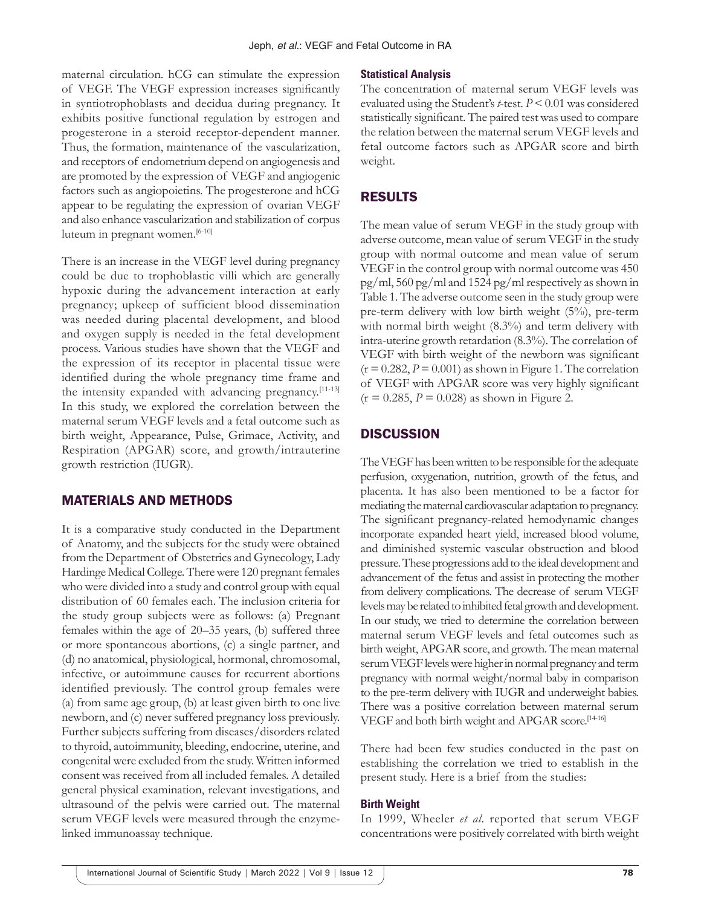maternal circulation. hCG can stimulate the expression of VEGF. The VEGF expression increases significantly in syntiotrophoblasts and decidua during pregnancy. It exhibits positive functional regulation by estrogen and progesterone in a steroid receptor-dependent manner. Thus, the formation, maintenance of the vascularization, and receptors of endometrium depend on angiogenesis and are promoted by the expression of VEGF and angiogenic factors such as angiopoietins. The progesterone and hCG appear to be regulating the expression of ovarian VEGF and also enhance vascularization and stabilization of corpus luteum in pregnant women.[6-10]

There is an increase in the VEGF level during pregnancy could be due to trophoblastic villi which are generally hypoxic during the advancement interaction at early pregnancy; upkeep of sufficient blood dissemination was needed during placental development, and blood and oxygen supply is needed in the fetal development process. Various studies have shown that the VEGF and the expression of its receptor in placental tissue were identified during the whole pregnancy time frame and the intensity expanded with advancing pregnancy.[11-13] In this study, we explored the correlation between the maternal serum VEGF levels and a fetal outcome such as birth weight, Appearance, Pulse, Grimace, Activity, and Respiration (APGAR) score, and growth/intrauterine growth restriction (IUGR).

## MATERIALS AND METHODS

It is a comparative study conducted in the Department of Anatomy, and the subjects for the study were obtained from the Department of Obstetrics and Gynecology, Lady Hardinge Medical College. There were 120 pregnant females who were divided into a study and control group with equal distribution of 60 females each. The inclusion criteria for the study group subjects were as follows: (a) Pregnant females within the age of 20–35 years, (b) suffered three or more spontaneous abortions, (c) a single partner, and (d) no anatomical, physiological, hormonal, chromosomal, infective, or autoimmune causes for recurrent abortions identified previously. The control group females were (a) from same age group, (b) at least given birth to one live newborn, and (c) never suffered pregnancy loss previously. Further subjects suffering from diseases/disorders related to thyroid, autoimmunity, bleeding, endocrine, uterine, and congenital were excluded from the study. Written informed consent was received from all included females. A detailed general physical examination, relevant investigations, and ultrasound of the pelvis were carried out. The maternal serum VEGF levels were measured through the enzyme-linked immunoassay technique.

### Statistical Analysis

The concentration of maternal serum VEGF levels was evaluated using the Student's *t*-test. $P < 0.01$ was considered statistically significant. The paired test was used to compare the relation between the maternal serum VEGF levels and fetal outcome factors such as APGAR score and birth weight.

## RESULTS

The mean value of serum VEGF in the study group with adverse outcome, mean value of serum VEGF in the study group with normal outcome and mean value of serum VEGF in the control group with normal outcome was 450 pg/ml, 560 pg/ml and 1524 pg/ml respectively as shown in Table 1. The adverse outcome seen in the study group were pre-term delivery with low birth weight (5%), pre-term with normal birth weight (8.3%) and term delivery with intra-uterine growth retardation (8.3%). The correlation of VEGF with birth weight of the newborn was significant ($r = 0.282$, $P = 0.001$) as shown in Figure 1. The correlation of VEGF with APGAR score was very highly significant ($r = 0.285$, $P = 0.028$) as shown in Figure 2.

## DISCUSSION

The VEGF has been written to be responsible for the adequate perfusion, oxygenation, nutrition, growth of the fetus, and placenta. It has also been mentioned to be a factor for mediating the maternal cardiovascular adaptation to pregnancy. The significant pregnancy-related hemodynamic changes incorporate expanded heart yield, increased blood volume, and diminished systemic vascular obstruction and blood pressure. These progressions add to the ideal development and advancement of the fetus and assist in protecting the mother from delivery complications. The decrease of serum VEGF levels may be related to inhibited fetal growth and development. In our study, we tried to determine the correlation between maternal serum VEGF levels and fetal outcomes such as birth weight, APGAR score, and growth. The mean maternal serum VEGF levels were higher in normal pregnancy and term pregnancy with normal weight/normal baby in comparison to the pre-term delivery with IUGR and underweight babies. There was a positive correlation between maternal serum VEGF and both birth weight and APGAR score.[14-16]

There had been few studies conducted in the past on establishing the correlation we tried to establish in the present study. Here is a brief from the studies:

### Birth Weight

In 1999, Wheeler *et al*. reported that serum VEGF concentrations were positively correlated with birth weight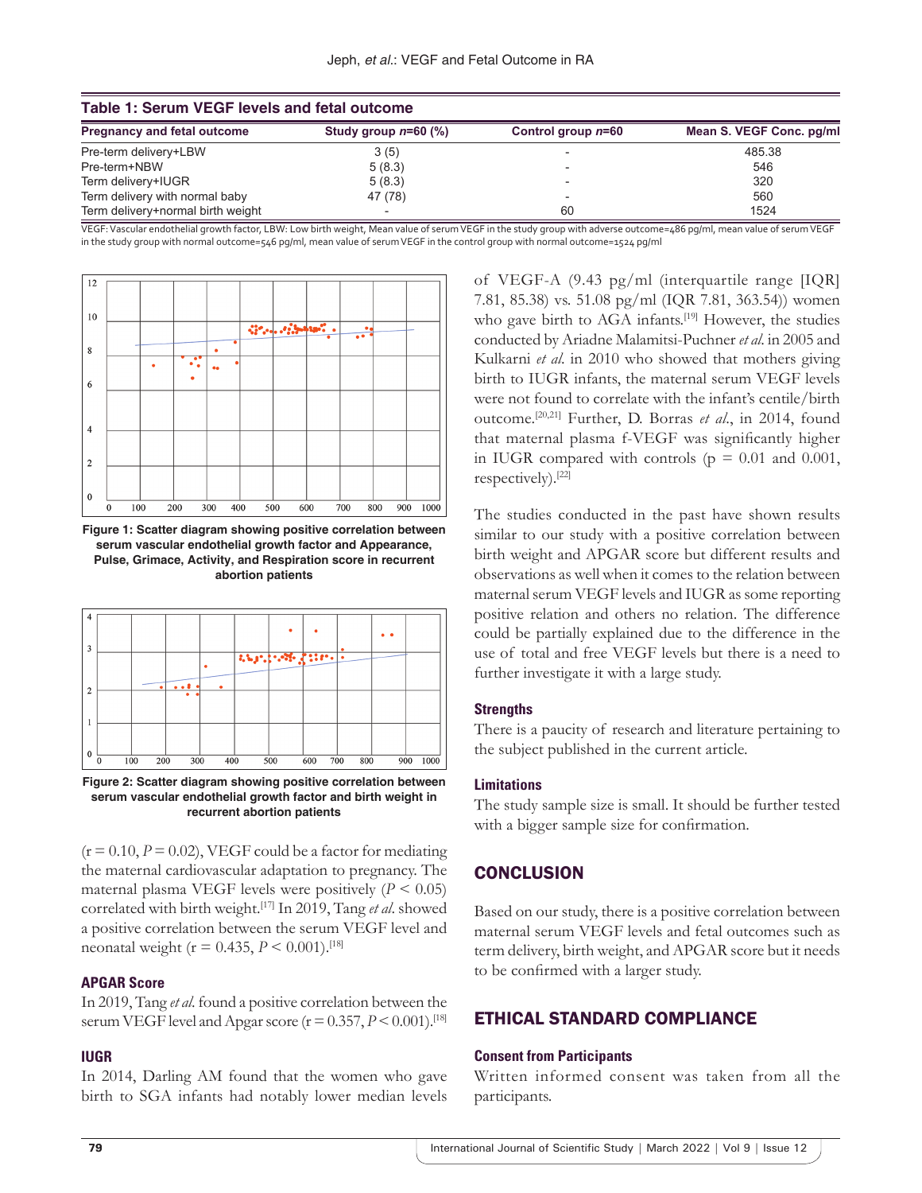**Table 1: Serum VEGF levels and fetal outcome**

| Pregnancy and fetal outcome | Study group $n$=60 (%) | Control group $n$=60 | Mean S. VEGF Conc. pg/ml |
|---|---|---|---|
| Pre-term delivery+LBW | 3 (5) | - | 485.38 |
| Pre-term+NBW | 5 (8.3) | - | 546 |
| Term delivery+IUGR | 5 (8.3) | - | 320 |
| Term delivery with normal baby | 47 (78) | - | 560 |
| Term delivery+normal birth weight | - | 60 | 1524 |

VEGF: Vascular endothelial growth factor, LBW: Low birth weight, Mean value of serum VEGF in the study group with adverse outcome=486 pg/ml, mean value of serum VEGF in the study group with normal outcome=546 pg/ml, mean value of serum VEGF in the control group with normal outcome=1524 pg/ml

**Figure 1: Scatter diagram showing positive correlation between serum vascular endothelial growth factor and Appearance, Pulse, Grimace, Activity, and Respiration score in recurrent abortion patients**

**Figure 2: Scatter diagram showing positive correlation between serum vascular endothelial growth factor and birth weight in recurrent abortion patients**

(r = 0.10, $P$ = 0.02), VEGF could be a factor for mediating the maternal cardiovascular adaptation to pregnancy. The maternal plasma VEGF levels were positively ($P$ < 0.05) correlated with birth weight.[17] In 2019, Tang *et al.* showed a positive correlation between the serum VEGF level and neonatal weight (r = 0.435, $P$ < 0.001).[18]

### APGAR Score

In 2019, Tang *et al.* found a positive correlation between the serum VEGF level and Apgar score (r = 0.357, $P$ < 0.001).[18]

### IUGR

In 2014, Darling AM found that the women who gave birth to SGA infants had notably lower median levels of VEGF-A (9.43 pg/ml (interquartile range [IQR] 7.81, 85.38) vs. 51.08 pg/ml (IQR 7.81, 363.54)) women who gave birth to AGA infants.[19] However, the studies conducted by Ariadne Malamitsi-Puchner *et al.* in 2005 and Kulkarni *et al.* in 2010 who showed that mothers giving birth to IUGR infants, the maternal serum VEGF levels were not found to correlate with the infant's centile/birth outcome.[20,21] Further, D. Borras *et al.*, in 2014, found that maternal plasma f-VEGF was significantly higher in IUGR compared with controls (p = 0.01 and 0.001, respectively).[22]

The studies conducted in the past have shown results similar to our study with a positive correlation between birth weight and APGAR score but different results and observations as well when it comes to the relation between maternal serum VEGF levels and IUGR as some reporting positive relation and others no relation. The difference could be partially explained due to the difference in the use of total and free VEGF levels but there is a need to further investigate it with a large study.

### Strengths

There is a paucity of research and literature pertaining to the subject published in the current article.

### Limitations

The study sample size is small. It should be further tested with a bigger sample size for confirmation.

## CONCLUSION

Based on our study, there is a positive correlation between maternal serum VEGF levels and fetal outcomes such as term delivery, birth weight, and APGAR score but it needs to be confirmed with a larger study.

## ETHICAL STANDARD COMPLIANCE

### Consent from Participants

Written informed consent was taken from all the participants.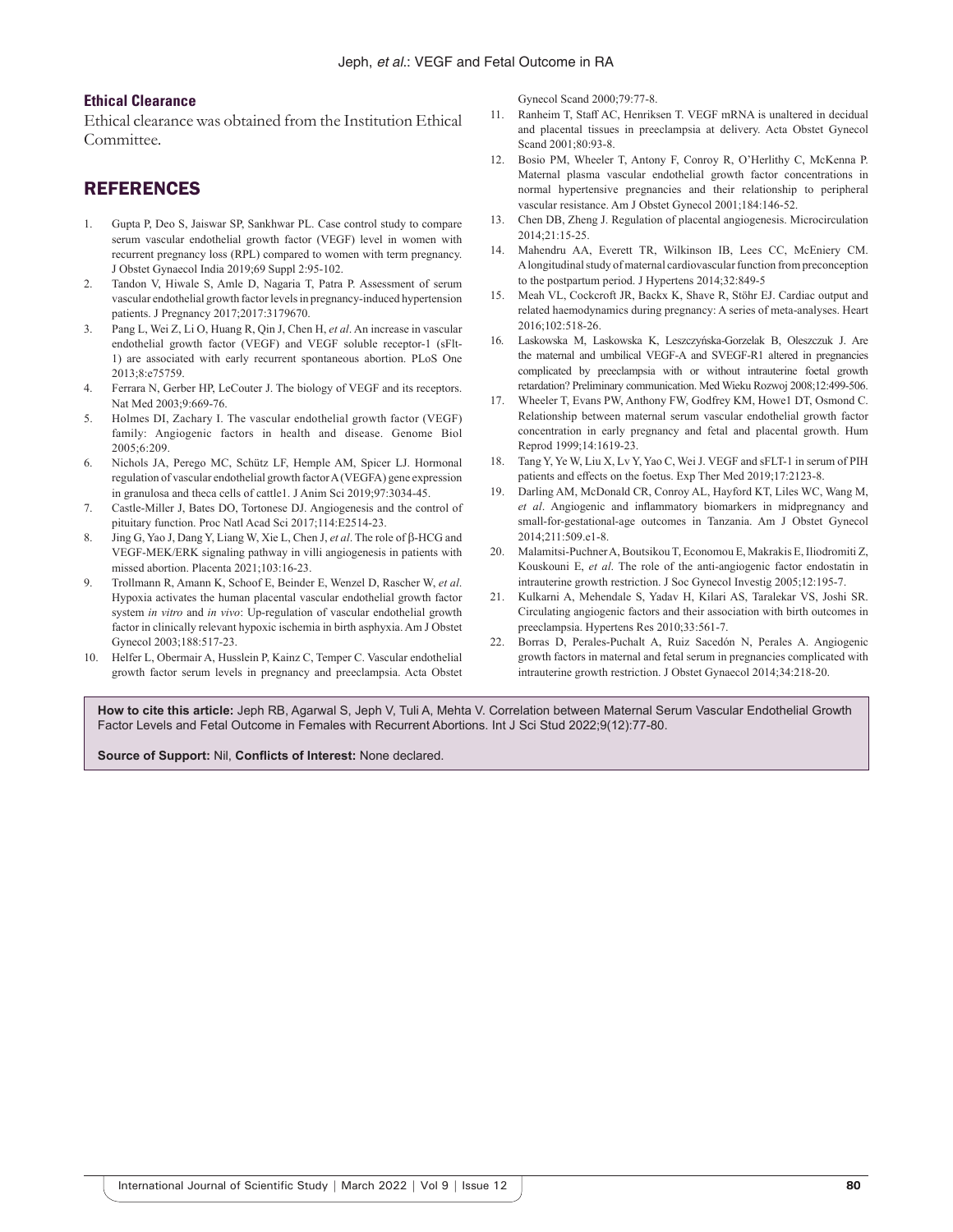### Ethical Clearance

Ethical clearance was obtained from the Institution Ethical Committee.

## REFERENCES

1. Gupta P, Deo S, Jaiswar SP, Sankhwar PL. Case control study to compare serum vascular endothelial growth factor (VEGF) level in women with recurrent pregnancy loss (RPL) compared to women with term pregnancy. J Obstet Gynaecol India 2019;69 Suppl 2:95-102.
2. Tandon V, Hiwale S, Amle D, Nagaria T, Patra P. Assessment of serum vascular endothelial growth factor levels in pregnancy-induced hypertension patients. J Pregnancy 2017;2017:3179670.
3. Pang L, Wei Z, Li O, Huang R, Qin J, Chen H, *et al*. An increase in vascular endothelial growth factor (VEGF) and VEGF soluble receptor-1 (sFlt-1) are associated with early recurrent spontaneous abortion. PLoS One 2013;8:e75759.
4. Ferrara N, Gerber HP, LeCouter J. The biology of VEGF and its receptors. Nat Med 2003;9:669-76.
5. Holmes DI, Zachary I. The vascular endothelial growth factor (VEGF) family: Angiogenic factors in health and disease. Genome Biol 2005;6:209.
6. Nichols JA, Perego MC, Schütz LF, Hemple AM, Spicer LJ. Hormonal regulation of vascular endothelial growth factor A (VEGFA) gene expression in granulosa and theca cells of cattle1. J Anim Sci 2019;97:3034-45.
7. Castle-Miller J, Bates DO, Tortonese DJ. Angiogenesis and the control of pituitary function. Proc Natl Acad Sci 2017;114:E2514-23.
8. Jing G, Yao J, Dang Y, Liang W, Xie L, Chen J, *et al*. The role of β-HCG and VEGF-MEK/ERK signaling pathway in villi angiogenesis in patients with missed abortion. Placenta 2021;103:16-23.
9. Trollmann R, Amann K, Schoof E, Beinder E, Wenzel D, Rascher W, *et al*. Hypoxia activates the human placental vascular endothelial growth factor system *in vitro* and *in vivo*: Up-regulation of vascular endothelial growth factor in clinically relevant hypoxic ischemia in birth asphyxia. Am J Obstet Gynecol 2003;188:517-23.
10. Helfer L, Obermair A, Husslein P, Kainz C, Temper C. Vascular endothelial growth factor serum levels in pregnancy and preeclampsia. Acta Obstet Gynecol Scand 2000;79:77-8.
11. Ranheim T, Staff AC, Henriksen T. VEGF mRNA is unaltered in decidual and placental tissues in preeclampsia at delivery. Acta Obstet Gynecol Scand 2001;80:93-8.
12. Bosio PM, Wheeler T, Antony F, Conroy R, O'Herlithy C, McKenna P. Maternal plasma vascular endothelial growth factor concentrations in normal hypertensive pregnancies and their relationship to peripheral vascular resistance. Am J Obstet Gynecol 2001;184:146-52.
13. Chen DB, Zheng J. Regulation of placental angiogenesis. Microcirculation 2014;21:15-25.
14. Mahendru AA, Everett TR, Wilkinson IB, Lees CC, McEniery CM. A longitudinal study of maternal cardiovascular function from preconception to the postpartum period. J Hypertens 2014;32:849-5
15. Meah VL, Cockcroft JR, Backx K, Shave R, Stöhr EJ. Cardiac output and related haemodynamics during pregnancy: A series of meta-analyses. Heart 2016;102:518-26.
16. Laskowska M, Laskowska K, Leszczyńska-Gorzelak B, Oleszczuk J. Are the maternal and umbilical VEGF-A and SVEGF-R1 altered in pregnancies complicated by preeclampsia with or without intrauterine foetal growth retardation? Preliminary communication. Med Wieku Rozwoj 2008;12:499-506.
17. Wheeler T, Evans PW, Anthony FW, Godfrey KM, Howe1 DT, Osmond C. Relationship between maternal serum vascular endothelial growth factor concentration in early pregnancy and fetal and placental growth. Hum Reprod 1999;14:1619-23.
18. Tang Y, Ye W, Liu X, Lv Y, Yao C, Wei J. VEGF and sFLT-1 in serum of PIH patients and effects on the foetus. Exp Ther Med 2019;17:2123-8.
19. Darling AM, McDonald CR, Conroy AL, Hayford KT, Liles WC, Wang M, *et al*. Angiogenic and inflammatory biomarkers in midpregnancy and small-for-gestational-age outcomes in Tanzania. Am J Obstet Gynecol 2014;211:509.e1-8.
20. Malamitsi-Puchner A, Boutsikou T, Economou E, Makrakis E, Iliodromiti Z, Kouskouni E, *et al*. The role of the anti-angiogenic factor endostatin in intrauterine growth restriction. J Soc Gynecol Investig 2005;12:195-7.
21. Kulkarni A, Mehendale S, Yadav H, Kilari AS, Taralekar VS, Joshi SR. Circulating angiogenic factors and their association with birth outcomes in preeclampsia. Hypertens Res 2010;33:561-7.
22. Borras D, Perales-Puchalt A, Ruiz Sacedón N, Perales A. Angiogenic growth factors in maternal and fetal serum in pregnancies complicated with intrauterine growth restriction. J Obstet Gynaecol 2014;34:218-20.

**How to cite this article:** Jeph RB, Agarwal S, Jeph V, Tuli A, Mehta V. Correlation between Maternal Serum Vascular Endothelial Growth Factor Levels and Fetal Outcome in Females with Recurrent Abortions. Int J Sci Stud 2022;9(12):77-80.

**Source of Support:** Nil, **Conflicts of Interest:** None declared.